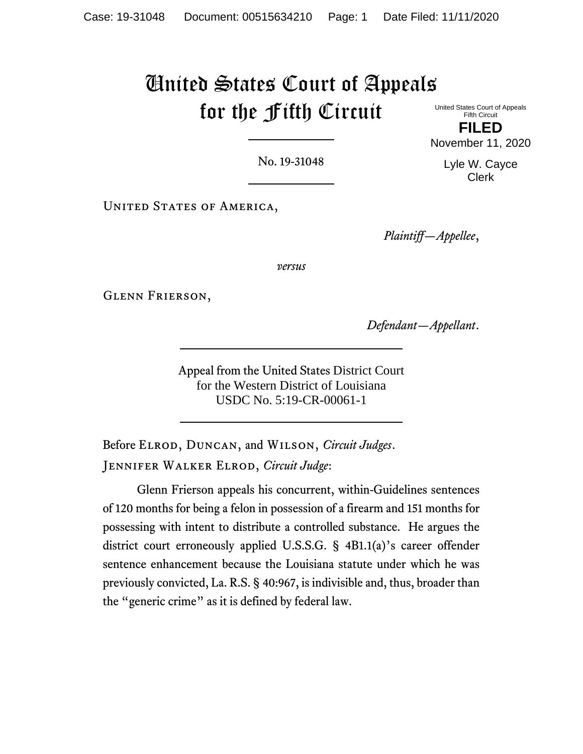# United States Court of Appeals for the Fifth Circuit

United States Court of Appeals
Fifth Circuit

**FILED**

November 11, 2020

Lyle W. Cayce
Clerk

No. 19-31048

United States of America,

*Plaintiff—Appellee*,

*versus*

Glenn Frierson,

*Defendant—Appellant*.

Appeal from the United States District Court
for the Western District of Louisiana
USDC No. 5:19-CR-00061-1

Before Elrod, Duncan, and Wilson, *Circuit Judges*.

Jennifer Walker Elrod, *Circuit Judge*:

Glenn Frierson appeals his concurrent, within-Guidelines sentences of 120 months for being a felon in possession of a firearm and 151 months for possessing with intent to distribute a controlled substance. He argues the district court erroneously applied U.S.S.G. § 4B1.1(a)'s career offender sentence enhancement because the Louisiana statute under which he was previously convicted, La. R.S. § 40:967, is indivisible and, thus, broader than the "generic crime" as it is defined by federal law.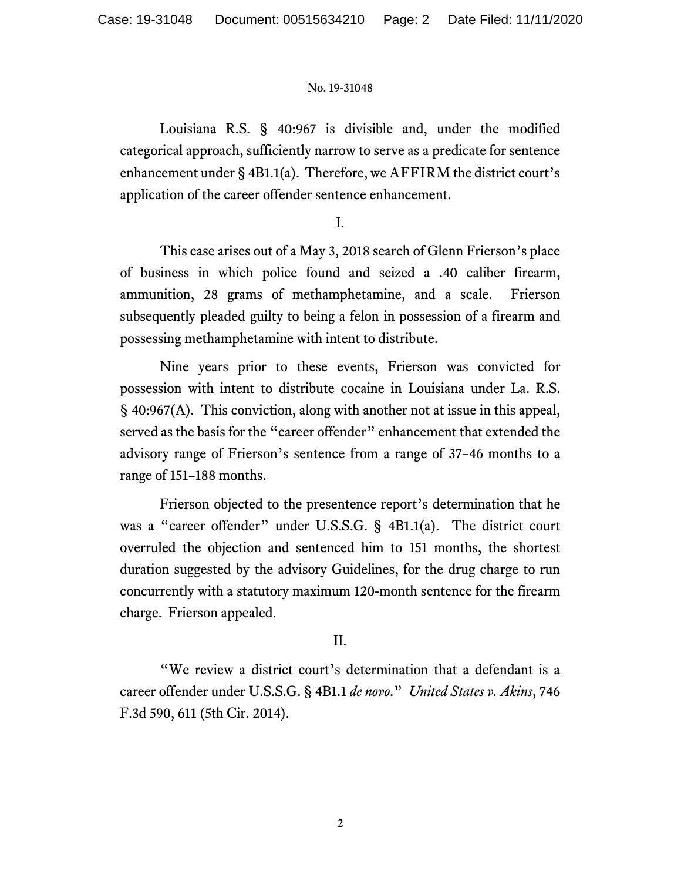Louisiana R.S. § 40:967 is divisible and, under the modified categorical approach, sufficiently narrow to serve as a predicate for sentence enhancement under § 4B1.1(a). Therefore, we AFFIRM the district court's application of the career offender sentence enhancement.

I.

This case arises out of a May 3, 2018 search of Glenn Frierson's place of business in which police found and seized a .40 caliber firearm, ammunition, 28 grams of methamphetamine, and a scale. Frierson subsequently pleaded guilty to being a felon in possession of a firearm and possessing methamphetamine with intent to distribute.

Nine years prior to these events, Frierson was convicted for possession with intent to distribute cocaine in Louisiana under La. R.S. § 40:967(A). This conviction, along with another not at issue in this appeal, served as the basis for the "career offender" enhancement that extended the advisory range of Frierson's sentence from a range of 37–46 months to a range of 151–188 months.

Frierson objected to the presentence report's determination that he was a "career offender" under U.S.S.G. § 4B1.1(a). The district court overruled the objection and sentenced him to 151 months, the shortest duration suggested by the advisory Guidelines, for the drug charge to run concurrently with a statutory maximum 120-month sentence for the firearm charge. Frierson appealed.

II.

"We review a district court's determination that a defendant is a career offender under U.S.S.G. § 4B1.1 *de novo*." *United States v. Akins*, 746 F.3d 590, 611 (5th Cir. 2014).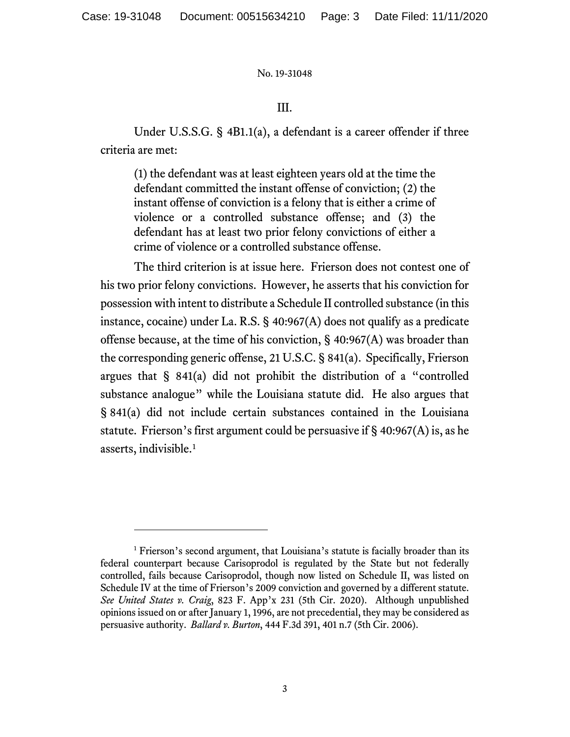No. 19-31048

III.

Under U.S.S.G. § 4B1.1(a), a defendant is a career offender if three criteria are met:

> (1) the defendant was at least eighteen years old at the time the defendant committed the instant offense of conviction; (2) the instant offense of conviction is a felony that is either a crime of violence or a controlled substance offense; and (3) the defendant has at least two prior felony convictions of either a crime of violence or a controlled substance offense.

The third criterion is at issue here. Frierson does not contest one of his two prior felony convictions. However, he asserts that his conviction for possession with intent to distribute a Schedule II controlled substance (in this instance, cocaine) under La. R.S. § 40:967(A) does not qualify as a predicate offense because, at the time of his conviction, § 40:967(A) was broader than the corresponding generic offense, 21 U.S.C. § 841(a). Specifically, Frierson argues that § 841(a) did not prohibit the distribution of a "controlled substance analogue" while the Louisiana statute did. He also argues that § 841(a) did not include certain substances contained in the Louisiana statute. Frierson's first argument could be persuasive if § 40:967(A) is, as he asserts, indivisible.[1]

---

[1] Frierson's second argument, that Louisiana's statute is facially broader than its federal counterpart because Carisoprodol is regulated by the State but not federally controlled, fails because Carisoprodol, though now listed on Schedule II, was listed on Schedule IV at the time of Frierson's 2009 conviction and governed by a different statute. *See United States v. Craig*, 823 F. App'x 231 (5th Cir. 2020). Although unpublished opinions issued on or after January 1, 1996, are not precedential, they may be considered as persuasive authority. *Ballard v. Burton*, 444 F.3d 391, 401 n.7 (5th Cir. 2006).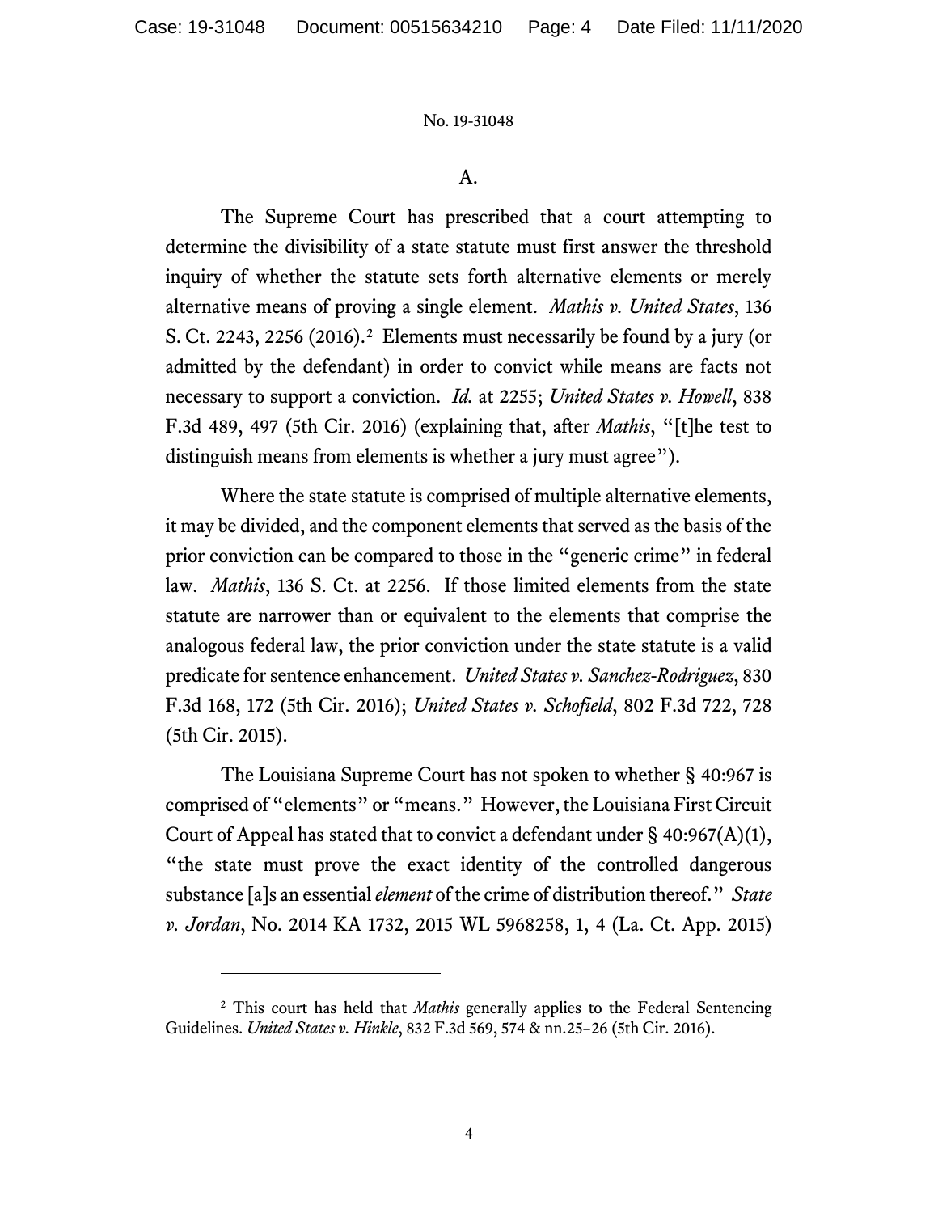A.

The Supreme Court has prescribed that a court attempting to determine the divisibility of a state statute must first answer the threshold inquiry of whether the statute sets forth alternative elements or merely alternative means of proving a single element. *Mathis v. United States*, 136 S. Ct. 2243, 2256 (2016).[2] Elements must necessarily be found by a jury (or admitted by the defendant) in order to convict while means are facts not necessary to support a conviction. *Id.* at 2255; *United States v. Howell*, 838 F.3d 489, 497 (5th Cir. 2016) (explaining that, after *Mathis*, "[t]he test to distinguish means from elements is whether a jury must agree").

Where the state statute is comprised of multiple alternative elements, it may be divided, and the component elements that served as the basis of the prior conviction can be compared to those in the "generic crime" in federal law. *Mathis*, 136 S. Ct. at 2256. If those limited elements from the state statute are narrower than or equivalent to the elements that comprise the analogous federal law, the prior conviction under the state statute is a valid predicate for sentence enhancement. *United States v. Sanchez-Rodriguez*, 830 F.3d 168, 172 (5th Cir. 2016); *United States v. Schofield*, 802 F.3d 722, 728 (5th Cir. 2015).

The Louisiana Supreme Court has not spoken to whether § 40:967 is comprised of "elements" or "means." However, the Louisiana First Circuit Court of Appeal has stated that to convict a defendant under § 40:967(A)(1), "the state must prove the exact identity of the controlled dangerous substance [a]s an essential *element* of the crime of distribution thereof." *State v. Jordan*, No. 2014 KA 1732, 2015 WL 5968258, 1, 4 (La. Ct. App. 2015)

---

[2] This court has held that *Mathis* generally applies to the Federal Sentencing Guidelines. *United States v. Hinkle*, 832 F.3d 569, 574 & nn.25–26 (5th Cir. 2016).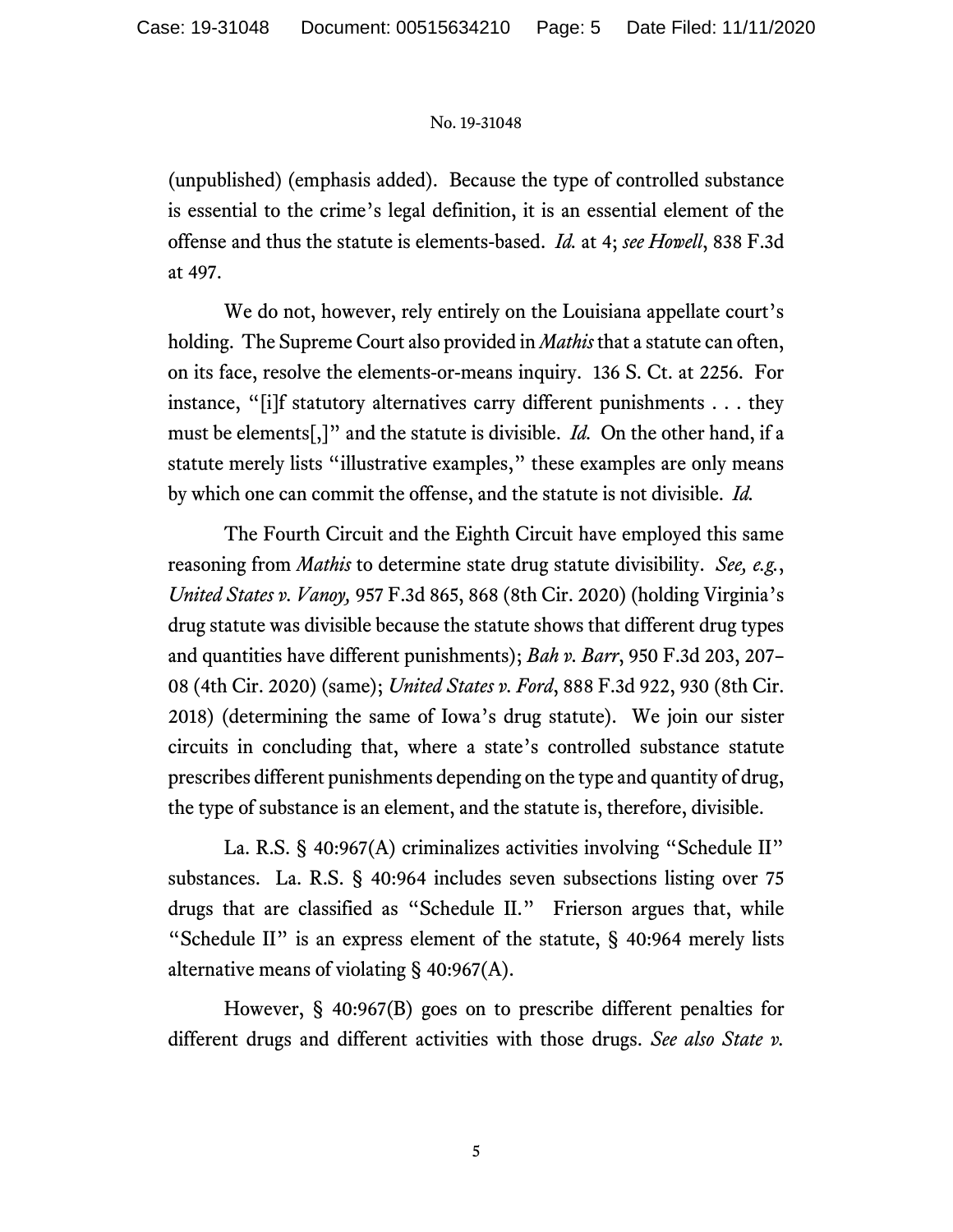(unpublished) (emphasis added). Because the type of controlled substance is essential to the crime's legal definition, it is an essential element of the offense and thus the statute is elements-based. *Id.* at 4; *see Howell*, 838 F.3d at 497.

We do not, however, rely entirely on the Louisiana appellate court's holding. The Supreme Court also provided in *Mathis* that a statute can often, on its face, resolve the elements-or-means inquiry. 136 S. Ct. at 2256. For instance, "[i]f statutory alternatives carry different punishments . . . they must be elements[,]" and the statute is divisible. *Id.* On the other hand, if a statute merely lists "illustrative examples," these examples are only means by which one can commit the offense, and the statute is not divisible. *Id.*

The Fourth Circuit and the Eighth Circuit have employed this same reasoning from *Mathis* to determine state drug statute divisibility. *See, e.g.*, *United States v. Vanoy,* 957 F.3d 865, 868 (8th Cir. 2020) (holding Virginia's drug statute was divisible because the statute shows that different drug types and quantities have different punishments); *Bah v. Barr*, 950 F.3d 203, 207–08 (4th Cir. 2020) (same); *United States v. Ford*, 888 F.3d 922, 930 (8th Cir. 2018) (determining the same of Iowa's drug statute). We join our sister circuits in concluding that, where a state's controlled substance statute prescribes different punishments depending on the type and quantity of drug, the type of substance is an element, and the statute is, therefore, divisible.

La. R.S. § 40:967(A) criminalizes activities involving "Schedule II" substances. La. R.S. § 40:964 includes seven subsections listing over 75 drugs that are classified as "Schedule II." Frierson argues that, while "Schedule II" is an express element of the statute, § 40:964 merely lists alternative means of violating § 40:967(A).

However, § 40:967(B) goes on to prescribe different penalties for different drugs and different activities with those drugs. *See also State v.*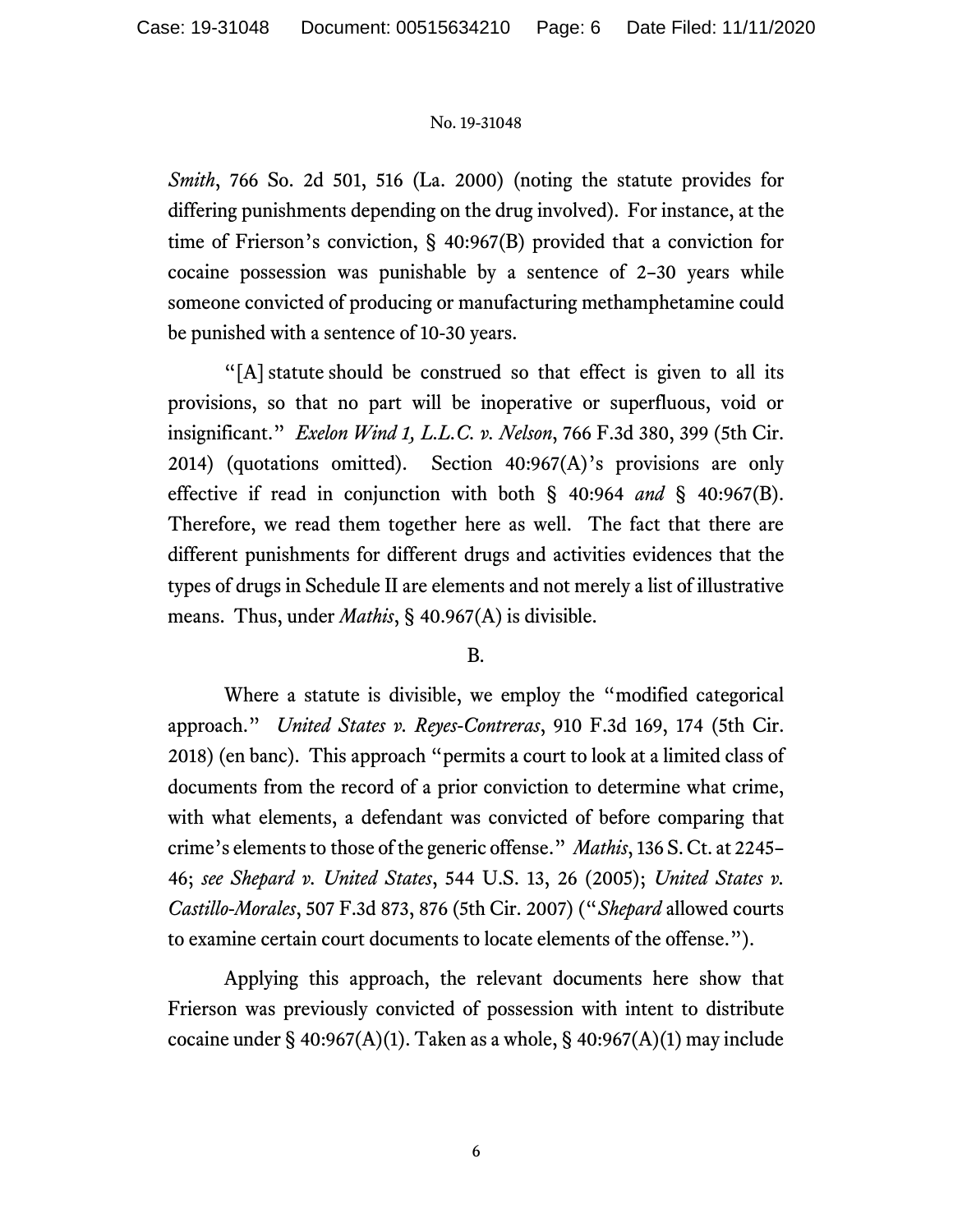*Smith*, 766 So. 2d 501, 516 (La. 2000) (noting the statute provides for differing punishments depending on the drug involved). For instance, at the time of Frierson's conviction, § 40:967(B) provided that a conviction for cocaine possession was punishable by a sentence of 2–30 years while someone convicted of producing or manufacturing methamphetamine could be punished with a sentence of 10-30 years.

"[A] statute should be construed so that effect is given to all its provisions, so that no part will be inoperative or superfluous, void or insignificant." *Exelon Wind 1, L.L.C. v. Nelson*, 766 F.3d 380, 399 (5th Cir. 2014) (quotations omitted). Section 40:967(A)'s provisions are only effective if read in conjunction with both § 40:964 *and* § 40:967(B). Therefore, we read them together here as well. The fact that there are different punishments for different drugs and activities evidences that the types of drugs in Schedule II are elements and not merely a list of illustrative means. Thus, under *Mathis*, § 40.967(A) is divisible.

B.

Where a statute is divisible, we employ the "modified categorical approach." *United States v. Reyes-Contreras*, 910 F.3d 169, 174 (5th Cir. 2018) (en banc). This approach "permits a court to look at a limited class of documents from the record of a prior conviction to determine what crime, with what elements, a defendant was convicted of before comparing that crime's elements to those of the generic offense." *Mathis*, 136 S. Ct. at 2245–46; *see Shepard v. United States*, 544 U.S. 13, 26 (2005); *United States v. Castillo-Morales*, 507 F.3d 873, 876 (5th Cir. 2007) ("*Shepard* allowed courts to examine certain court documents to locate elements of the offense.").

Applying this approach, the relevant documents here show that Frierson was previously convicted of possession with intent to distribute cocaine under § 40:967(A)(1). Taken as a whole, § 40:967(A)(1) may include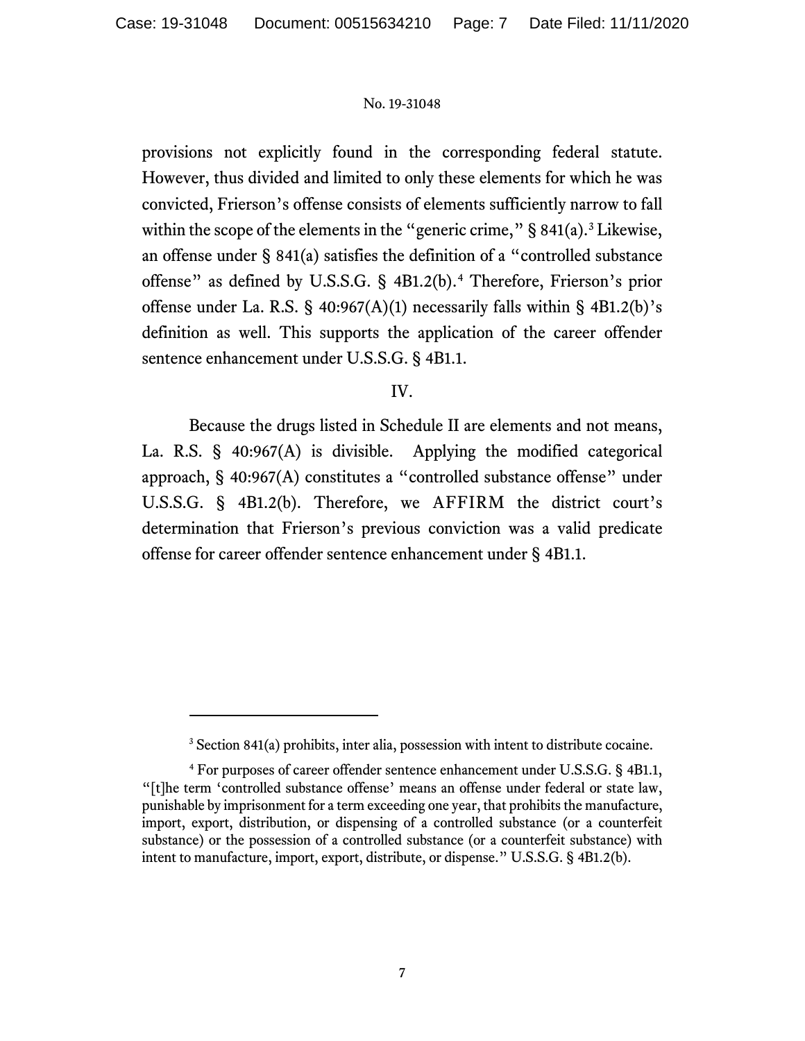provisions not explicitly found in the corresponding federal statute. However, thus divided and limited to only these elements for which he was convicted, Frierson's offense consists of elements sufficiently narrow to fall within the scope of the elements in the "generic crime," § 841(a).[3] Likewise, an offense under § 841(a) satisfies the definition of a "controlled substance offense" as defined by U.S.S.G. § 4B1.2(b).[4] Therefore, Frierson's prior offense under La. R.S. § 40:967(A)(1) necessarily falls within § 4B1.2(b)'s definition as well. This supports the application of the career offender sentence enhancement under U.S.S.G. § 4B1.1.

## IV.

Because the drugs listed in Schedule II are elements and not means, La. R.S. § 40:967(A) is divisible. Applying the modified categorical approach, § 40:967(A) constitutes a "controlled substance offense" under U.S.S.G. § 4B1.2(b). Therefore, we AFFIRM the district court's determination that Frierson's previous conviction was a valid predicate offense for career offender sentence enhancement under § 4B1.1.

---

[3] Section 841(a) prohibits, inter alia, possession with intent to distribute cocaine.

[4] For purposes of career offender sentence enhancement under U.S.S.G. § 4B1.1, "[t]he term 'controlled substance offense' means an offense under federal or state law, punishable by imprisonment for a term exceeding one year, that prohibits the manufacture, import, export, distribution, or dispensing of a controlled substance (or a counterfeit substance) or the possession of a controlled substance (or a counterfeit substance) with intent to manufacture, import, export, distribute, or dispense." U.S.S.G. § 4B1.2(b).